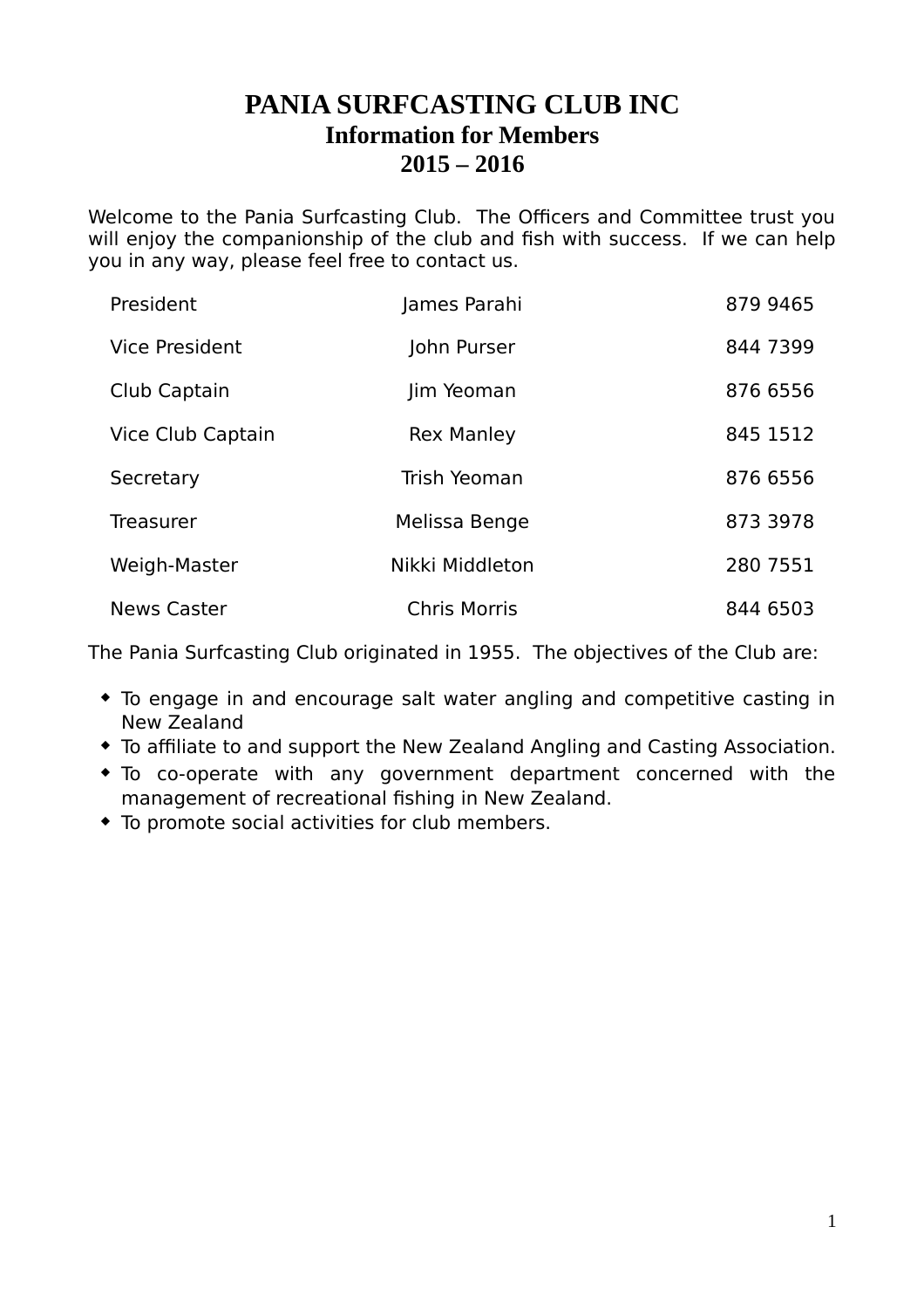# PANIA SURFCASTING CLUB INC

## Information for Members

## 2015 – 2016

Welcome to the Pania Surfcasting Club. The Officers and Committee trust you will enjoy the companionship of the club and fish with success. If we can help you in any way, please feel free to contact us.

| | | |
|---|---|---|
| President | James Parahi | 879 9465 |
| Vice President | John Purser | 844 7399 |
| Club Captain | Jim Yeoman | 876 6556 |
| Vice Club Captain | Rex Manley | 845 1512 |
| Secretary | Trish Yeoman | 876 6556 |
| Treasurer | Melissa Benge | 873 3978 |
| Weigh-Master | Nikki Middleton | 280 7551 |
| News Caster | Chris Morris | 844 6503 |

The Pania Surfcasting Club originated in 1955. The objectives of the Club are:

- To engage in and encourage salt water angling and competitive casting in New Zealand
- To affiliate to and support the New Zealand Angling and Casting Association.
- To co-operate with any government department concerned with the management of recreational fishing in New Zealand.
- To promote social activities for club members.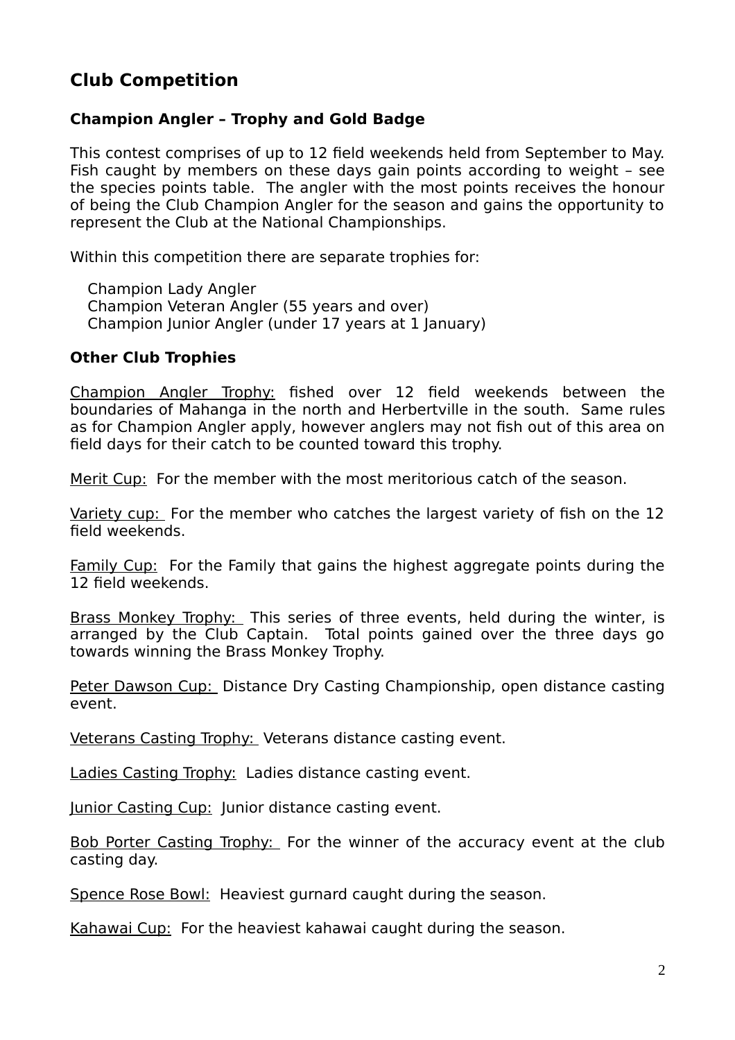## Club Competition

### Champion Angler – Trophy and Gold Badge

This contest comprises of up to 12 field weekends held from September to May. Fish caught by members on these days gain points according to weight – see the species points table. The angler with the most points receives the honour of being the Club Champion Angler for the season and gains the opportunity to represent the Club at the National Championships.

Within this competition there are separate trophies for:

Champion Lady Angler
Champion Veteran Angler (55 years and over)
Champion Junior Angler (under 17 years at 1 January)

### Other Club Trophies

Champion Angler Trophy: fished over 12 field weekends between the boundaries of Mahanga in the north and Herbertville in the south. Same rules as for Champion Angler apply, however anglers may not fish out of this area on field days for their catch to be counted toward this trophy.

Merit Cup: For the member with the most meritorious catch of the season.

Variety cup: For the member who catches the largest variety of fish on the 12 field weekends.

Family Cup: For the Family that gains the highest aggregate points during the 12 field weekends.

Brass Monkey Trophy: This series of three events, held during the winter, is arranged by the Club Captain. Total points gained over the three days go towards winning the Brass Monkey Trophy.

Peter Dawson Cup: Distance Dry Casting Championship, open distance casting event.

Veterans Casting Trophy: Veterans distance casting event.

Ladies Casting Trophy: Ladies distance casting event.

Junior Casting Cup: Junior distance casting event.

Bob Porter Casting Trophy: For the winner of the accuracy event at the club casting day.

Spence Rose Bowl: Heaviest gurnard caught during the season.

Kahawai Cup: For the heaviest kahawai caught during the season.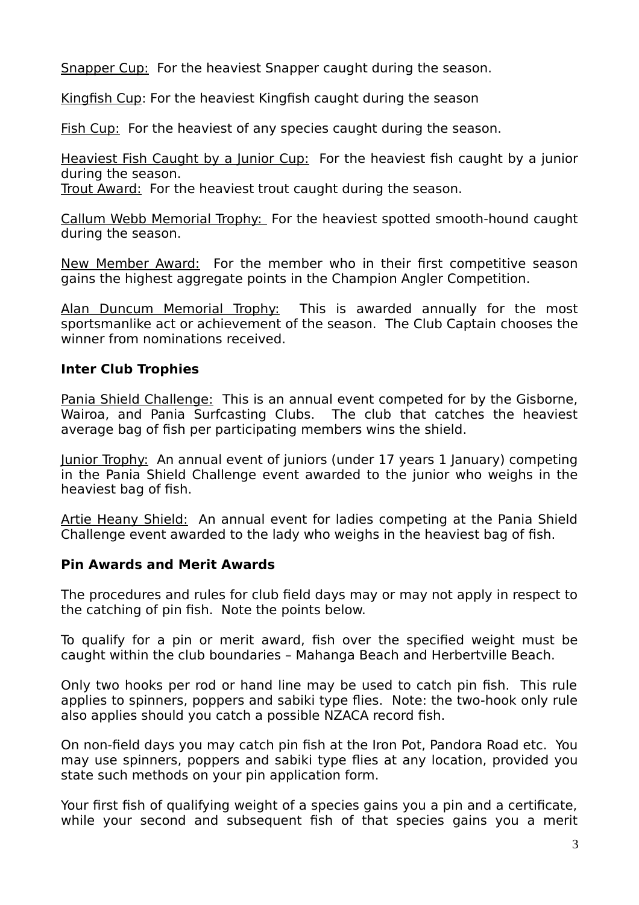<u>Snapper Cup:</u> For the heaviest Snapper caught during the season.

<u>Kingfish Cup</u>: For the heaviest Kingfish caught during the season

<u>Fish Cup:</u> For the heaviest of any species caught during the season.

<u>Heaviest Fish Caught by a Junior Cup:</u> For the heaviest fish caught by a junior during the season.
<u>Trout Award:</u> For the heaviest trout caught during the season.

<u>Callum Webb Memorial Trophy:</u> For the heaviest spotted smooth-hound caught during the season.

<u>New Member Award:</u> For the member who in their first competitive season gains the highest aggregate points in the Champion Angler Competition.

<u>Alan Duncum Memorial Trophy:</u> This is awarded annually for the most sportsmanlike act or achievement of the season. The Club Captain chooses the winner from nominations received.

**Inter Club Trophies**

<u>Pania Shield Challenge:</u> This is an annual event competed for by the Gisborne, Wairoa, and Pania Surfcasting Clubs. The club that catches the heaviest average bag of fish per participating members wins the shield.

<u>Junior Trophy:</u> An annual event of juniors (under 17 years 1 January) competing in the Pania Shield Challenge event awarded to the junior who weighs in the heaviest bag of fish.

<u>Artie Heany Shield:</u> An annual event for ladies competing at the Pania Shield Challenge event awarded to the lady who weighs in the heaviest bag of fish.

**Pin Awards and Merit Awards**

The procedures and rules for club field days may or may not apply in respect to the catching of pin fish. Note the points below.

To qualify for a pin or merit award, fish over the specified weight must be caught within the club boundaries – Mahanga Beach and Herbertville Beach.

Only two hooks per rod or hand line may be used to catch pin fish. This rule applies to spinners, poppers and sabiki type flies. Note: the two-hook only rule also applies should you catch a possible NZACA record fish.

On non-field days you may catch pin fish at the Iron Pot, Pandora Road etc. You may use spinners, poppers and sabiki type flies at any location, provided you state such methods on your pin application form.

Your first fish of qualifying weight of a species gains you a pin and a certificate, while your second and subsequent fish of that species gains you a merit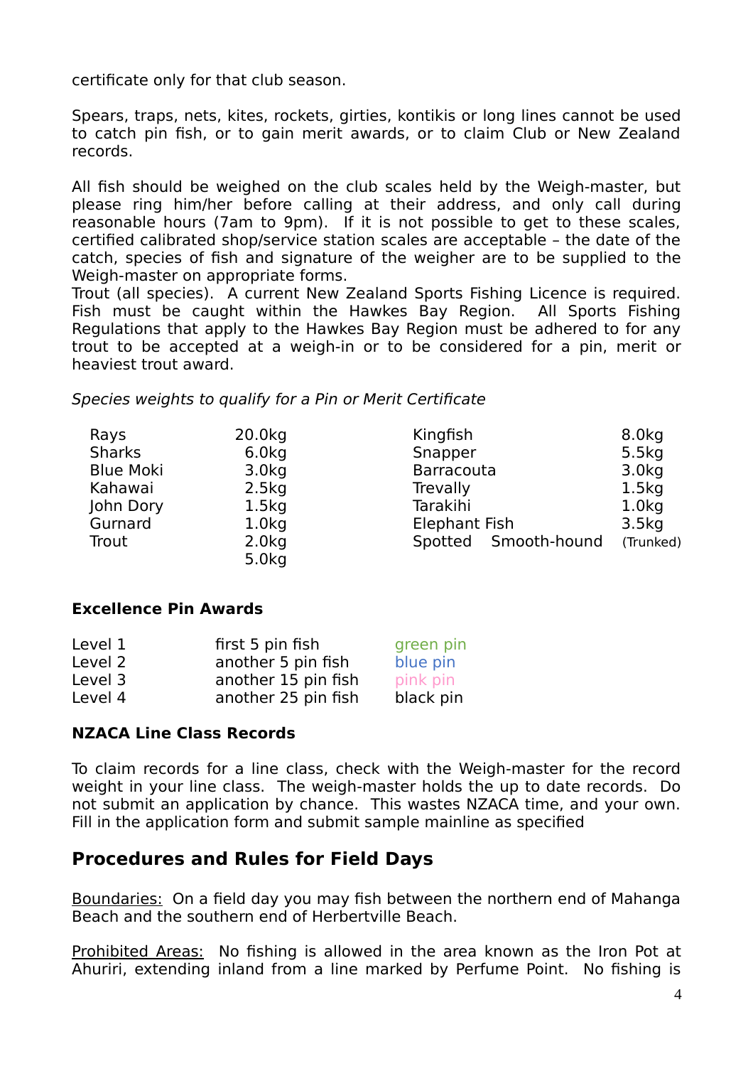certificate only for that club season.

Spears, traps, nets, kites, rockets, girties, kontikis or long lines cannot be used to catch pin fish, or to gain merit awards, or to claim Club or New Zealand records.

All fish should be weighed on the club scales held by the Weigh-master, but please ring him/her before calling at their address, and only call during reasonable hours (7am to 9pm). If it is not possible to get to these scales, certified calibrated shop/service station scales are acceptable – the date of the catch, species of fish and signature of the weigher are to be supplied to the Weigh-master on appropriate forms.
Trout (all species). A current New Zealand Sports Fishing Licence is required. Fish must be caught within the Hawkes Bay Region. All Sports Fishing Regulations that apply to the Hawkes Bay Region must be adhered to for any trout to be accepted at a weigh-in or to be considered for a pin, merit or heaviest trout award.

*Species weights to qualify for a Pin or Merit Certificate*

| | | | |
|---|---|---|---|
| Rays | 20.0kg | Kingfish | 8.0kg |
| Sharks | 6.0kg | Snapper | 5.5kg |
| Blue Moki | 3.0kg | Barracouta | 3.0kg |
| Kahawai | 2.5kg | Trevally | 1.5kg |
| John Dory | 1.5kg | Tarakihi | 1.0kg |
| Gurnard | 1.0kg | Elephant Fish | 3.5kg |
| Trout | 2.0kg | Spotted Smooth-hound | (Trunked) |
| | 5.0kg | | |

**Excellence Pin Awards**

| | | |
|---|---|---|
| Level 1 | first 5 pin fish | green pin |
| Level 2 | another 5 pin fish | blue pin |
| Level 3 | another 15 pin fish | pink pin |
| Level 4 | another 25 pin fish | black pin |

**NZACA Line Class Records**

To claim records for a line class, check with the Weigh-master for the record weight in your line class. The weigh-master holds the up to date records. Do not submit an application by chance. This wastes NZACA time, and your own. Fill in the application form and submit sample mainline as specified

## Procedures and Rules for Field Days

Boundaries: On a field day you may fish between the northern end of Mahanga Beach and the southern end of Herbertville Beach.

Prohibited Areas: No fishing is allowed in the area known as the Iron Pot at Ahuriri, extending inland from a line marked by Perfume Point. No fishing is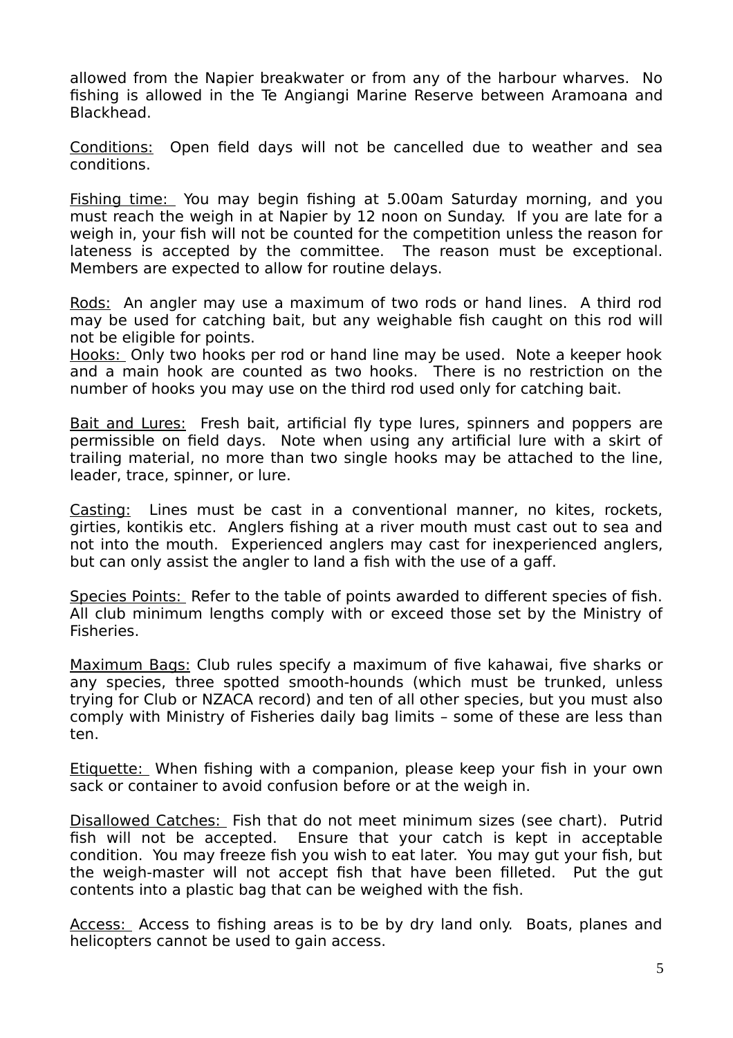allowed from the Napier breakwater or from any of the harbour wharves. No fishing is allowed in the Te Angiangi Marine Reserve between Aramoana and Blackhead.

<u>Conditions:</u> Open field days will not be cancelled due to weather and sea conditions.

<u>Fishing time:</u> You may begin fishing at 5.00am Saturday morning, and you must reach the weigh in at Napier by 12 noon on Sunday. If you are late for a weigh in, your fish will not be counted for the competition unless the reason for lateness is accepted by the committee. The reason must be exceptional. Members are expected to allow for routine delays.

<u>Rods:</u> An angler may use a maximum of two rods or hand lines. A third rod may be used for catching bait, but any weighable fish caught on this rod will not be eligible for points.

<u>Hooks:</u> Only two hooks per rod or hand line may be used. Note a keeper hook and a main hook are counted as two hooks. There is no restriction on the number of hooks you may use on the third rod used only for catching bait.

<u>Bait and Lures:</u> Fresh bait, artificial fly type lures, spinners and poppers are permissible on field days. Note when using any artificial lure with a skirt of trailing material, no more than two single hooks may be attached to the line, leader, trace, spinner, or lure.

<u>Casting:</u> Lines must be cast in a conventional manner, no kites, rockets, girties, kontikis etc. Anglers fishing at a river mouth must cast out to sea and not into the mouth. Experienced anglers may cast for inexperienced anglers, but can only assist the angler to land a fish with the use of a gaff.

<u>Species Points:</u> Refer to the table of points awarded to different species of fish. All club minimum lengths comply with or exceed those set by the Ministry of Fisheries.

<u>Maximum Bags:</u> Club rules specify a maximum of five kahawai, five sharks or any species, three spotted smooth-hounds (which must be trunked, unless trying for Club or NZACA record) and ten of all other species, but you must also comply with Ministry of Fisheries daily bag limits – some of these are less than ten.

<u>Etiquette:</u> When fishing with a companion, please keep your fish in your own sack or container to avoid confusion before or at the weigh in.

<u>Disallowed Catches:</u> Fish that do not meet minimum sizes (see chart). Putrid fish will not be accepted. Ensure that your catch is kept in acceptable condition. You may freeze fish you wish to eat later. You may gut your fish, but the weigh-master will not accept fish that have been filleted. Put the gut contents into a plastic bag that can be weighed with the fish.

<u>Access:</u> Access to fishing areas is to be by dry land only. Boats, planes and helicopters cannot be used to gain access.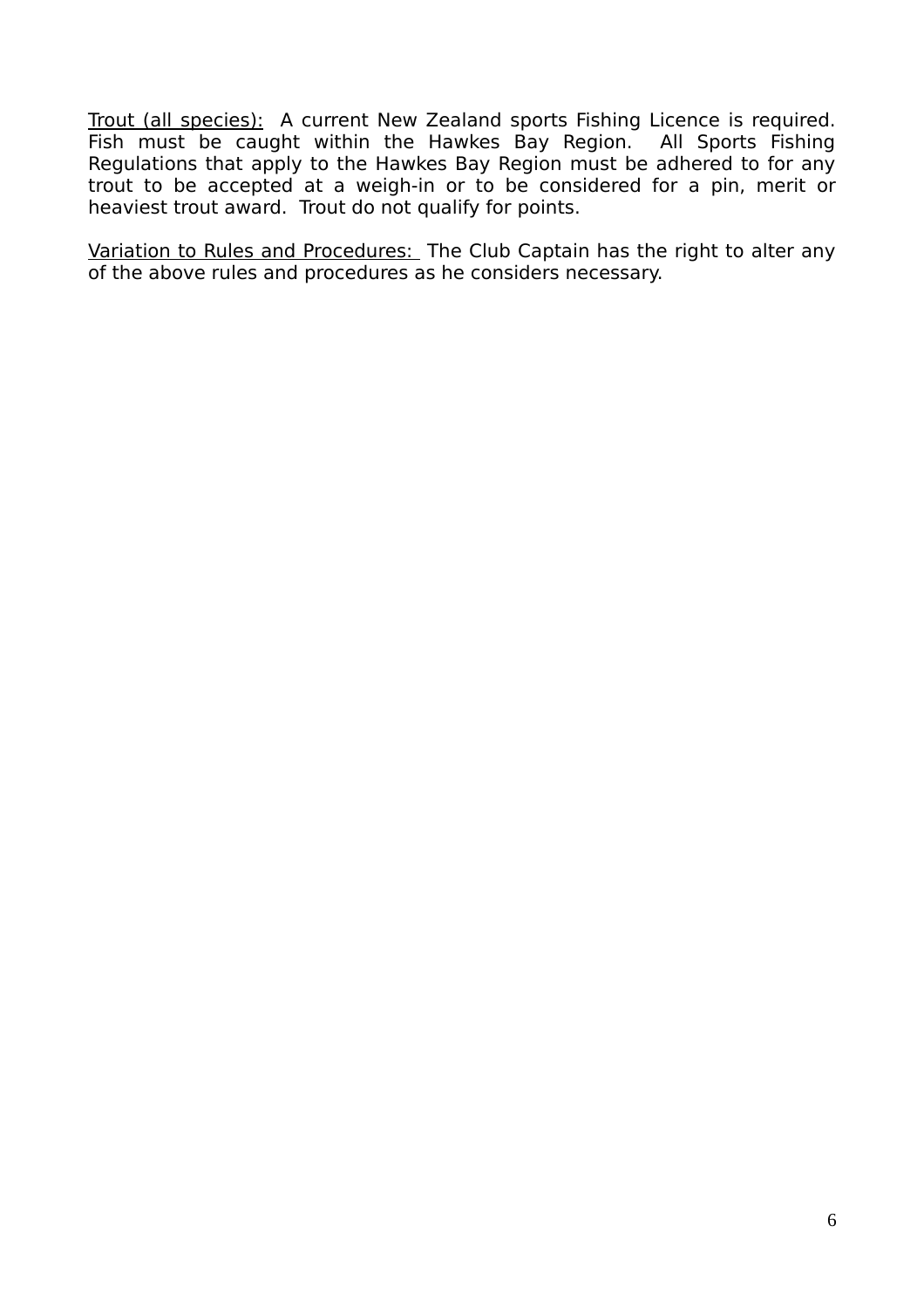<u>Trout (all species):</u> A current New Zealand sports Fishing Licence is required. Fish must be caught within the Hawkes Bay Region. All Sports Fishing Regulations that apply to the Hawkes Bay Region must be adhered to for any trout to be accepted at a weigh-in or to be considered for a pin, merit or heaviest trout award. Trout do not qualify for points.

<u>Variation to Rules and Procedures:</u> The Club Captain has the right to alter any of the above rules and procedures as he considers necessary.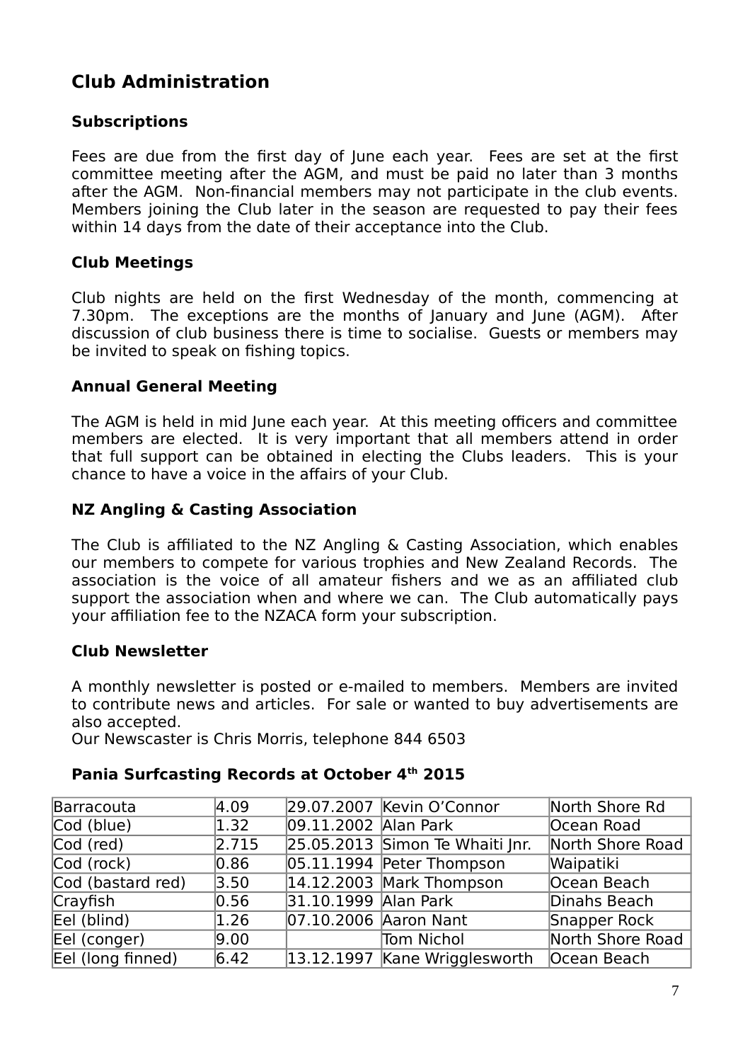## Club Administration

### Subscriptions

Fees are due from the first day of June each year. Fees are set at the first committee meeting after the AGM, and must be paid no later than 3 months after the AGM. Non-financial members may not participate in the club events. Members joining the Club later in the season are requested to pay their fees within 14 days from the date of their acceptance into the Club.

### Club Meetings

Club nights are held on the first Wednesday of the month, commencing at 7.30pm. The exceptions are the months of January and June (AGM). After discussion of club business there is time to socialise. Guests or members may be invited to speak on fishing topics.

### Annual General Meeting

The AGM is held in mid June each year. At this meeting officers and committee members are elected. It is very important that all members attend in order that full support can be obtained in electing the Clubs leaders. This is your chance to have a voice in the affairs of your Club.

### NZ Angling & Casting Association

The Club is affiliated to the NZ Angling & Casting Association, which enables our members to compete for various trophies and New Zealand Records. The association is the voice of all amateur fishers and we as an affiliated club support the association when and where we can. The Club automatically pays your affiliation fee to the NZACA form your subscription.

### Club Newsletter

A monthly newsletter is posted or e-mailed to members. Members are invited to contribute news and articles. For sale or wanted to buy advertisements are also accepted.
Our Newscaster is Chris Morris, telephone 844 6503

### Pania Surfcasting Records at October 4th 2015

| | | | | |
|---|---|---|---|---|
| Barracouta | 4.09 | 29.07.2007 | Kevin O'Connor | North Shore Rd |
| Cod (blue) | 1.32 | 09.11.2002 | Alan Park | Ocean Road |
| Cod (red) | 2.715 | 25.05.2013 | Simon Te Whaiti Jnr. | North Shore Road |
| Cod (rock) | 0.86 | 05.11.1994 | Peter Thompson | Waipatiki |
| Cod (bastard red) | 3.50 | 14.12.2003 | Mark Thompson | Ocean Beach |
| Crayfish | 0.56 | 31.10.1999 | Alan Park | Dinahs Beach |
| Eel (blind) | 1.26 | 07.10.2006 | Aaron Nant | Snapper Rock |
| Eel (conger) | 9.00 | | Tom Nichol | North Shore Road |
| Eel (long finned) | 6.42 | 13.12.1997 | Kane Wrigglesworth | Ocean Beach |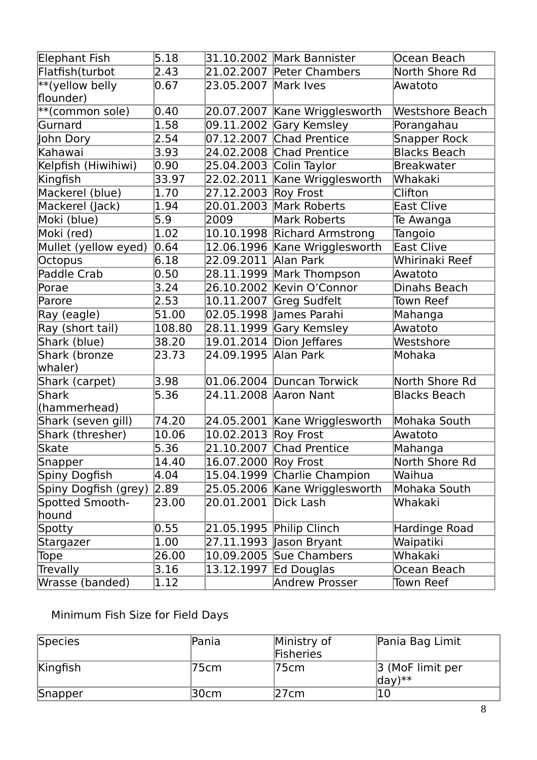| | | | | |
|---|---|---|---|---|
| Elephant Fish | 5.18 | 31.10.2002 | Mark Bannister | Ocean Beach |
| Flatfish(turbot | 2.43 | 21.02.2007 | Peter Chambers | North Shore Rd |
| **(yellow belly flounder) | 0.67 | 23.05.2007 | Mark Ives | Awatoto |
| **(common sole) | 0.40 | 20.07.2007 | Kane Wrigglesworth | Westshore Beach |
| Gurnard | 1.58 | 09.11.2002 | Gary Kemsley | Porangahau |
| John Dory | 2.54 | 07.12.2007 | Chad Prentice | Snapper Rock |
| Kahawai | 3.93 | 24.02.2008 | Chad Prentice | Blacks Beach |
| Kelpfish (Hiwihiwi) | 0.90 | 25.04.2003 | Colin Taylor | Breakwater |
| Kingfish | 33.97 | 22.02.2011 | Kane Wrigglesworth | Whakaki |
| Mackerel (blue) | 1.70 | 27.12.2003 | Roy Frost | Clifton |
| Mackerel (Jack) | 1.94 | 20.01.2003 | Mark Roberts | East Clive |
| Moki (blue) | 5.9 | 2009 | Mark Roberts | Te Awanga |
| Moki (red) | 1.02 | 10.10.1998 | Richard Armstrong | Tangoio |
| Mullet (yellow eyed) | 0.64 | 12.06.1996 | Kane Wrigglesworth | East Clive |
| Octopus | 6.18 | 22.09.2011 | Alan Park | Whirinaki Reef |
| Paddle Crab | 0.50 | 28.11.1999 | Mark Thompson | Awatoto |
| Porae | 3.24 | 26.10.2002 | Kevin O'Connor | Dinahs Beach |
| Parore | 2.53 | 10.11.2007 | Greg Sudfelt | Town Reef |
| Ray (eagle) | 51.00 | 02.05.1998 | James Parahi | Mahanga |
| Ray (short tail) | 108.80 | 28.11.1999 | Gary Kemsley | Awatoto |
| Shark (blue) | 38.20 | 19.01.2014 | Dion Jeffares | Westshore |
| Shark (bronze whaler) | 23.73 | 24.09.1995 | Alan Park | Mohaka |
| Shark (carpet) | 3.98 | 01.06.2004 | Duncan Torwick | North Shore Rd |
| Shark (hammerhead) | 5.36 | 24.11.2008 | Aaron Nant | Blacks Beach |
| Shark (seven gill) | 74.20 | 24.05.2001 | Kane Wrigglesworth | Mohaka South |
| Shark (thresher) | 10.06 | 10.02.2013 | Roy Frost | Awatoto |
| Skate | 5.36 | 21.10.2007 | Chad Prentice | Mahanga |
| Snapper | 14.40 | 16.07.2000 | Roy Frost | North Shore Rd |
| Spiny Dogfish | 4.04 | 15.04.1999 | Charlie Champion | Waihua |
| Spiny Dogfish (grey) | 2.89 | 25.05.2006 | Kane Wrigglesworth | Mohaka South |
| Spotted Smooth-hound | 23.00 | 20.01.2001 | Dick Lash | Whakaki |
| Spotty | 0.55 | 21.05.1995 | Philip Clinch | Hardinge Road |
| Stargazer | 1.00 | 27.11.1993 | Jason Bryant | Waipatiki |
| Tope | 26.00 | 10.09.2005 | Sue Chambers | Whakaki |
| Trevally | 3.16 | 13.12.1997 | Ed Douglas | Ocean Beach |
| Wrasse (banded) | 1.12 | | Andrew Prosser | Town Reef |

Minimum Fish Size for Field Days

| Species | Pania | Ministry of Fisheries | Pania Bag Limit |
|---|---|---|---|
| Kingfish | 75cm | 75cm | 3 (MoF limit per day)** |
| Snapper | 30cm | 27cm | 10 |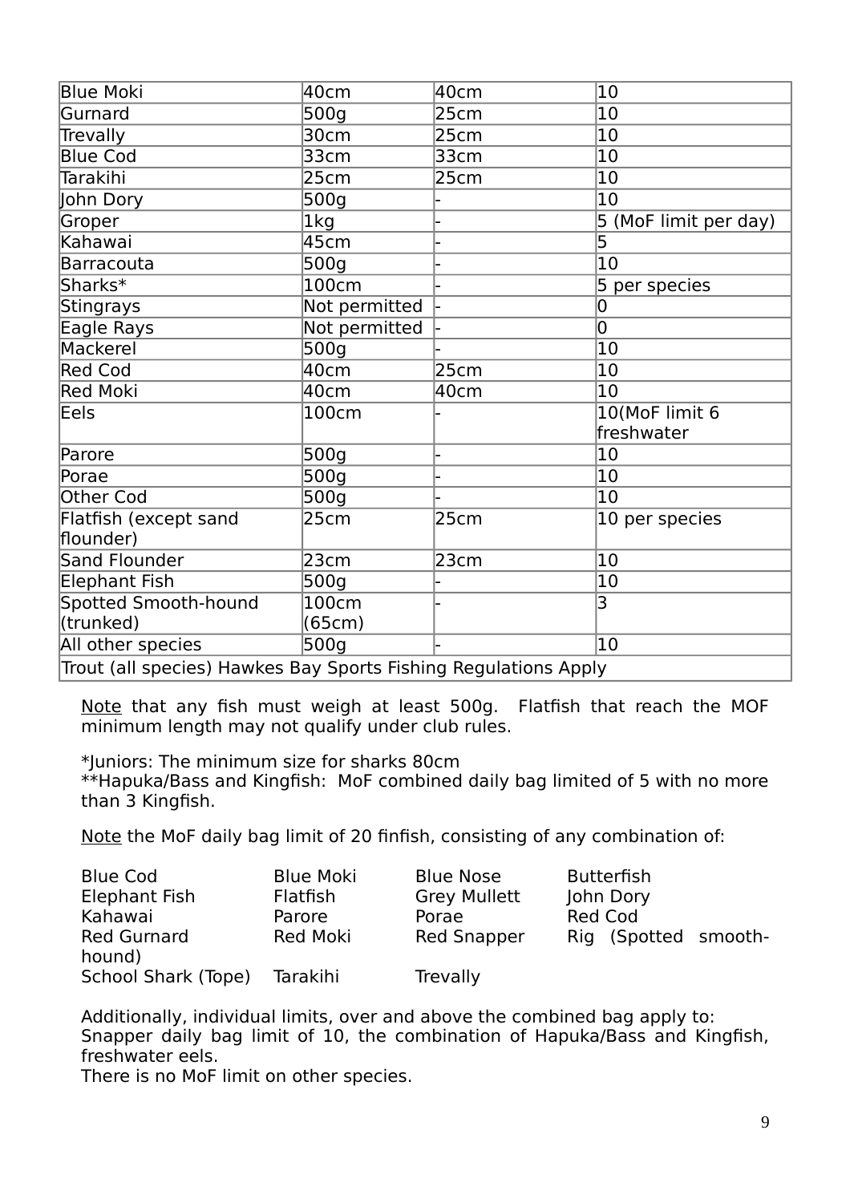| Blue Moki | 40cm | 40cm | 10 |
|---|---|---|---|
| Gurnard | 500g | 25cm | 10 |
| Trevally | 30cm | 25cm | 10 |
| Blue Cod | 33cm | 33cm | 10 |
| Tarakihi | 25cm | 25cm | 10 |
| John Dory | 500g | - | 10 |
| Groper | 1kg | - | 5 (MoF limit per day) |
| Kahawai | 45cm | - | 5 |
| Barracouta | 500g | - | 10 |
| Sharks* | 100cm | - | 5 per species |
| Stingrays | Not permitted | - | 0 |
| Eagle Rays | Not permitted | - | 0 |
| Mackerel | 500g | - | 10 |
| Red Cod | 40cm | 25cm | 10 |
| Red Moki | 40cm | 40cm | 10 |
| Eels | 100cm | - | 10(MoF limit 6 freshwater |
| Parore | 500g | - | 10 |
| Porae | 500g | - | 10 |
| Other Cod | 500g | - | 10 |
| Flatfish (except sand flounder) | 25cm | 25cm | 10 per species |
| Sand Flounder | 23cm | 23cm | 10 |
| Elephant Fish | 500g | - | 10 |
| Spotted Smooth-hound (trunked) | 100cm (65cm) | - | 3 |
| All other species | 500g | - | 10 |
| Trout (all species) Hawkes Bay Sports Fishing Regulations Apply | | | |

Note that any fish must weigh at least 500g. Flatfish that reach the MOF minimum length may not qualify under club rules.

*Juniors: The minimum size for sharks 80cm
**Hapuka/Bass and Kingfish: MoF combined daily bag limited of 5 with no more than 3 Kingfish.

Note the MoF daily bag limit of 20 finfish, consisting of any combination of:

| | | | |
|---|---|---|---|
| Blue Cod | Blue Moki | Blue Nose | Butterfish |
| Elephant Fish | Flatfish | Grey Mullett | John Dory |
| Kahawai | Parore | Porae | Red Cod |
| Red Gurnard | Red Moki | Red Snapper | Rig (Spotted smooth-hound) |
| School Shark (Tope) | Tarakihi | Trevally | |

Additionally, individual limits, over and above the combined bag apply to:
Snapper daily bag limit of 10, the combination of Hapuka/Bass and Kingfish, freshwater eels.
There is no MoF limit on other species.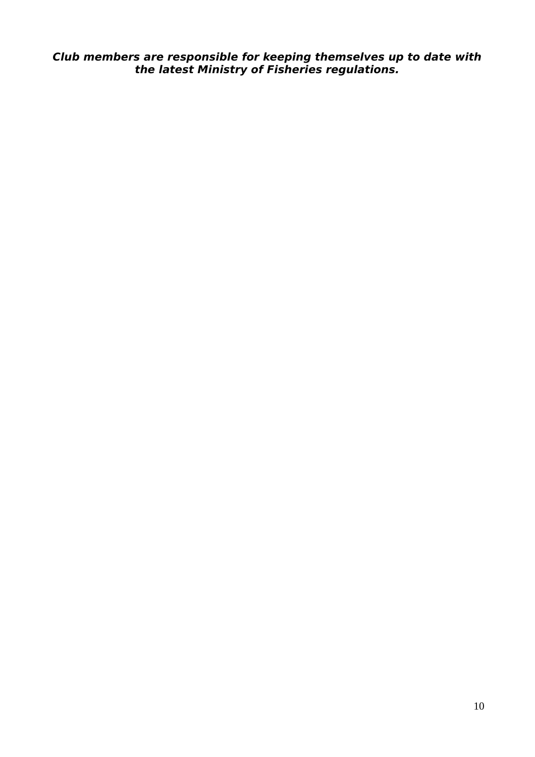***Club members are responsible for keeping themselves up to date with the latest Ministry of Fisheries regulations.***